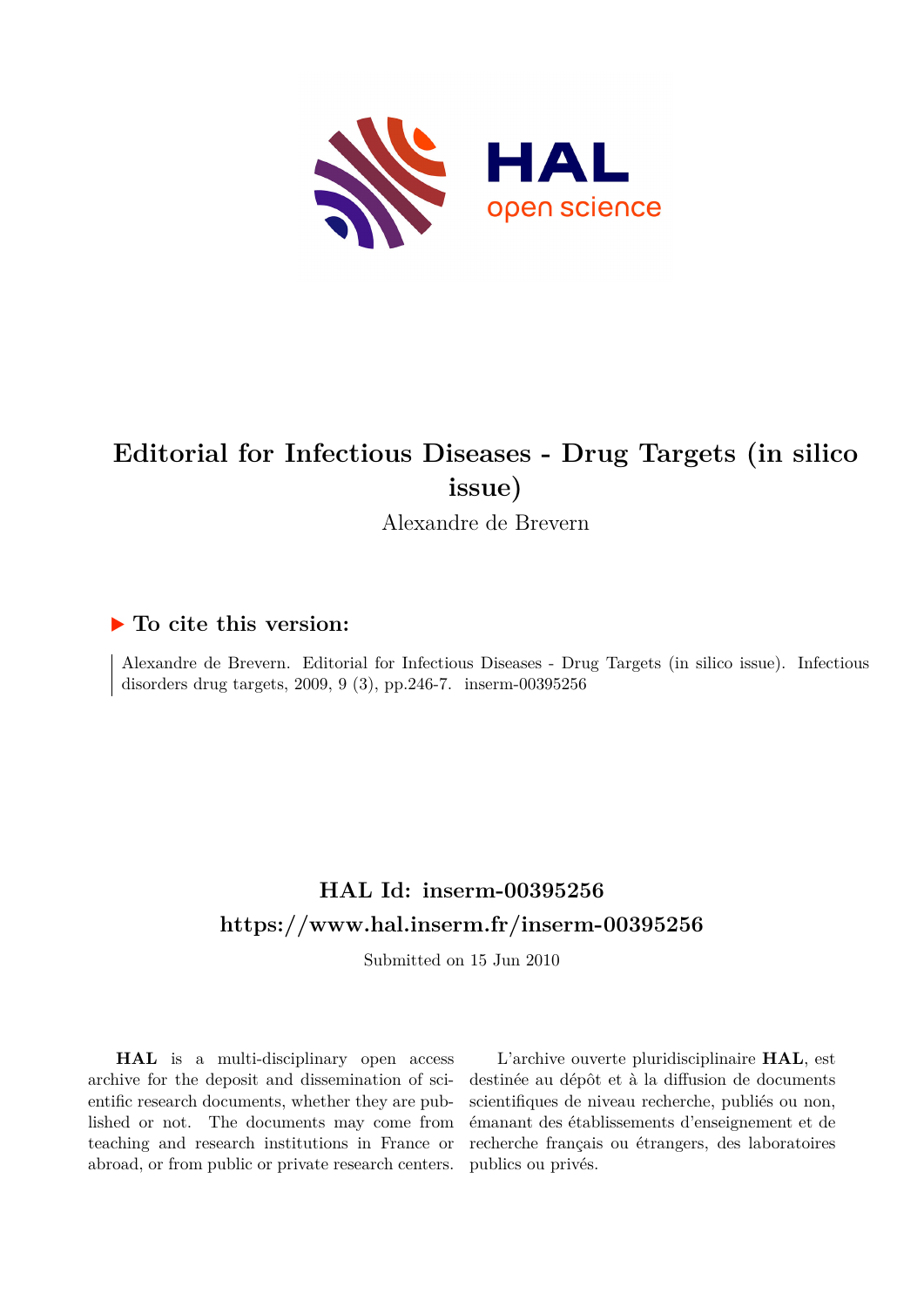# Editorial for Infectious Diseases - Drug Targets (in silico issue)

Alexandre de Brevern

## ▶ To cite this version:

Alexandre de Brevern. Editorial for Infectious Diseases - Drug Targets (in silico issue). Infectious disorders drug targets, 2009, 9 (3), pp.246-7. inserm-00395256

## HAL Id: inserm-00395256
## https://www.hal.inserm.fr/inserm-00395256

Submitted on 15 Jun 2010

**HAL** is a multi-disciplinary open access archive for the deposit and dissemination of scientific research documents, whether they are published or not. The documents may come from teaching and research institutions in France or abroad, or from public or private research centers.

L'archive ouverte pluridisciplinaire **HAL**, est destinée au dépôt et à la diffusion de documents scientifiques de niveau recherche, publiés ou non, émanant des établissements d'enseignement et de recherche français ou étrangers, des laboratoires publics ou privés.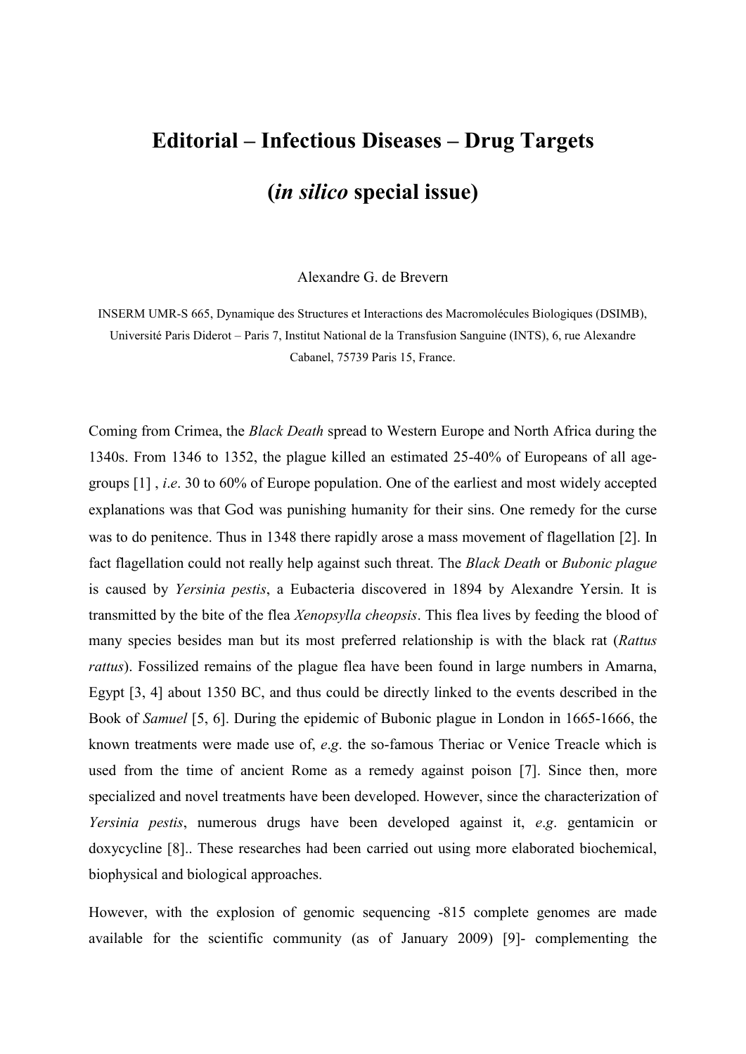# Editorial – Infectious Diseases – Drug Targets

# (*in silico* special issue)

Alexandre G. de Brevern

INSERM UMR-S 665, Dynamique des Structures et Interactions des Macromolécules Biologiques (DSIMB), Université Paris Diderot – Paris 7, Institut National de la Transfusion Sanguine (INTS), 6, rue Alexandre Cabanel, 75739 Paris 15, France.

Coming from Crimea, the *Black Death* spread to Western Europe and North Africa during the 1340s. From 1346 to 1352, the plague killed an estimated 25-40% of Europeans of all age-groups [1] , *i.e*. 30 to 60% of Europe population. One of the earliest and most widely accepted explanations was that God was punishing humanity for their sins. One remedy for the curse was to do penitence. Thus in 1348 there rapidly arose a mass movement of flagellation [2]. In fact flagellation could not really help against such threat. The *Black Death* or *Bubonic plague* is caused by *Yersinia pestis*, a Eubacteria discovered in 1894 by Alexandre Yersin. It is transmitted by the bite of the flea *Xenopsylla cheopsis*. This flea lives by feeding the blood of many species besides man but its most preferred relationship is with the black rat (*Rattus rattus*). Fossilized remains of the plague flea have been found in large numbers in Amarna, Egypt [3, 4] about 1350 BC, and thus could be directly linked to the events described in the Book of *Samuel* [5, 6]. During the epidemic of Bubonic plague in London in 1665-1666, the known treatments were made use of, *e.g*. the so-famous Theriac or Venice Treacle which is used from the time of ancient Rome as a remedy against poison [7]. Since then, more specialized and novel treatments have been developed. However, since the characterization of *Yersinia pestis*, numerous drugs have been developed against it, *e.g*. gentamicin or doxycycline [8].. These researches had been carried out using more elaborated biochemical, biophysical and biological approaches.

However, with the explosion of genomic sequencing -815 complete genomes are made available for the scientific community (as of January 2009) [9]- complementing the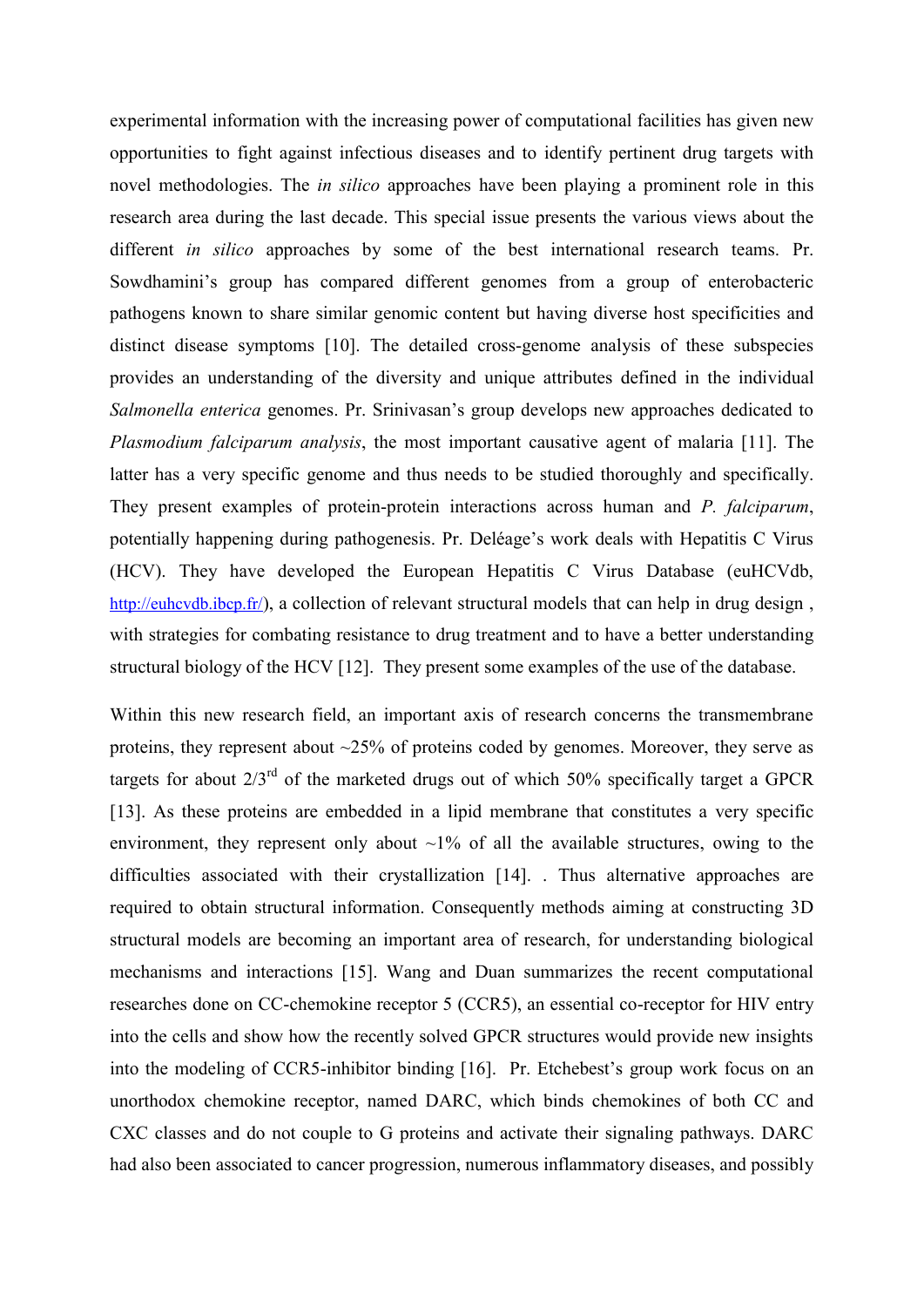experimental information with the increasing power of computational facilities has given new opportunities to fight against infectious diseases and to identify pertinent drug targets with novel methodologies. The *in silico* approaches have been playing a prominent role in this research area during the last decade. This special issue presents the various views about the different *in silico* approaches by some of the best international research teams. Pr. Sowdhamini's group has compared different genomes from a group of enterobacteric pathogens known to share similar genomic content but having diverse host specificities and distinct disease symptoms [10]. The detailed cross-genome analysis of these subspecies provides an understanding of the diversity and unique attributes defined in the individual *Salmonella enterica* genomes. Pr. Srinivasan's group develops new approaches dedicated to *Plasmodium falciparum analysis*, the most important causative agent of malaria [11]. The latter has a very specific genome and thus needs to be studied thoroughly and specifically. They present examples of protein-protein interactions across human and *P. falciparum*, potentially happening during pathogenesis. Pr. Deléage's work deals with Hepatitis C Virus (HCV). They have developed the European Hepatitis C Virus Database (euHCVdb, http://euhcvdb.ibcp.fr/), a collection of relevant structural models that can help in drug design , with strategies for combating resistance to drug treatment and to have a better understanding structural biology of the HCV [12]. They present some examples of the use of the database.

Within this new research field, an important axis of research concerns the transmembrane proteins, they represent about ~25% of proteins coded by genomes. Moreover, they serve as targets for about 2/3rd of the marketed drugs out of which 50% specifically target a GPCR [13]. As these proteins are embedded in a lipid membrane that constitutes a very specific environment, they represent only about ~1% of all the available structures, owing to the difficulties associated with their crystallization [14]. . Thus alternative approaches are required to obtain structural information. Consequently methods aiming at constructing 3D structural models are becoming an important area of research, for understanding biological mechanisms and interactions [15]. Wang and Duan summarizes the recent computational researches done on CC-chemokine receptor 5 (CCR5), an essential co-receptor for HIV entry into the cells and show how the recently solved GPCR structures would provide new insights into the modeling of CCR5-inhibitor binding [16]. Pr. Etchebest's group work focus on an unorthodox chemokine receptor, named DARC, which binds chemokines of both CC and CXC classes and do not couple to G proteins and activate their signaling pathways. DARC had also been associated to cancer progression, numerous inflammatory diseases, and possibly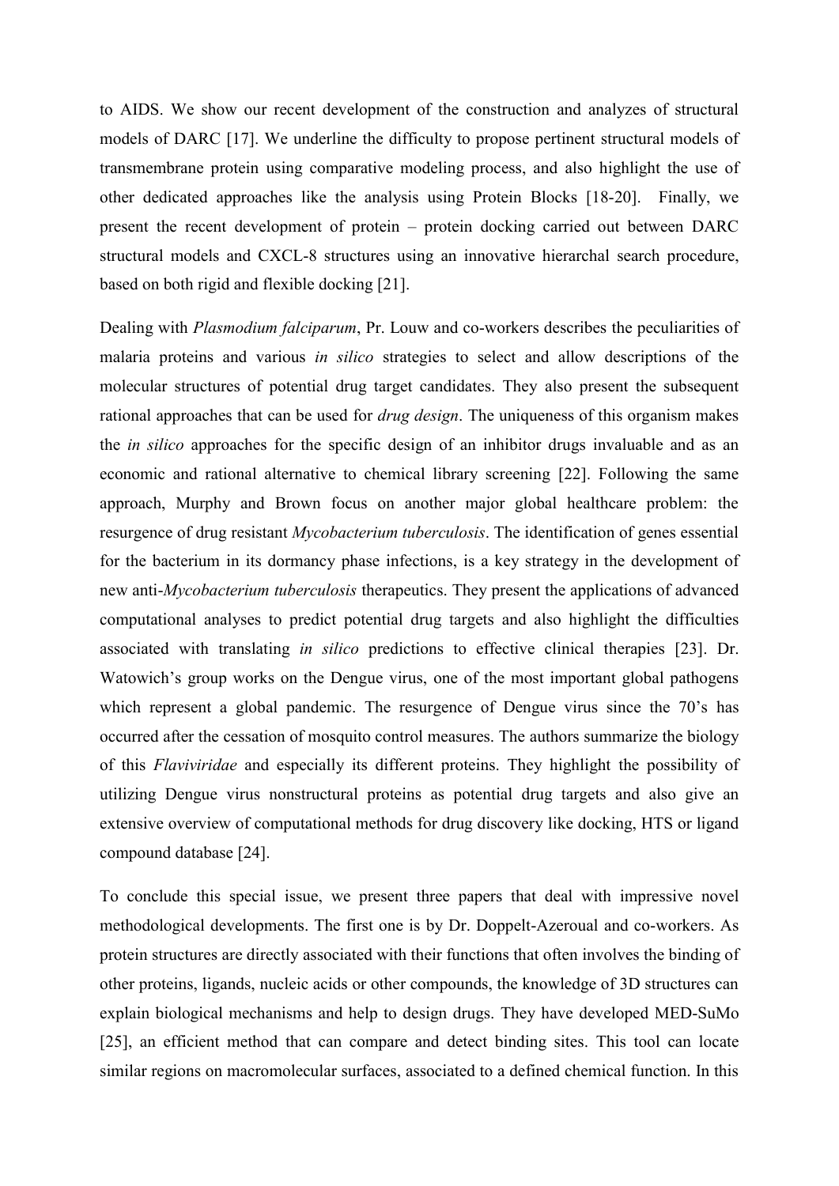to AIDS. We show our recent development of the construction and analyzes of structural models of DARC [17]. We underline the difficulty to propose pertinent structural models of transmembrane protein using comparative modeling process, and also highlight the use of other dedicated approaches like the analysis using Protein Blocks [18-20]. Finally, we present the recent development of protein – protein docking carried out between DARC structural models and CXCL-8 structures using an innovative hierarchal search procedure, based on both rigid and flexible docking [21].

Dealing with *Plasmodium falciparum*, Pr. Louw and co-workers describes the peculiarities of malaria proteins and various *in silico* strategies to select and allow descriptions of the molecular structures of potential drug target candidates. They also present the subsequent rational approaches that can be used for *drug design*. The uniqueness of this organism makes the *in silico* approaches for the specific design of an inhibitor drugs invaluable and as an economic and rational alternative to chemical library screening [22]. Following the same approach, Murphy and Brown focus on another major global healthcare problem: the resurgence of drug resistant *Mycobacterium tuberculosis*. The identification of genes essential for the bacterium in its dormancy phase infections, is a key strategy in the development of new anti-*Mycobacterium tuberculosis* therapeutics. They present the applications of advanced computational analyses to predict potential drug targets and also highlight the difficulties associated with translating *in silico* predictions to effective clinical therapies [23]. Dr. Watowich's group works on the Dengue virus, one of the most important global pathogens which represent a global pandemic. The resurgence of Dengue virus since the 70's has occurred after the cessation of mosquito control measures. The authors summarize the biology of this *Flaviviridae* and especially its different proteins. They highlight the possibility of utilizing Dengue virus nonstructural proteins as potential drug targets and also give an extensive overview of computational methods for drug discovery like docking, HTS or ligand compound database [24].

To conclude this special issue, we present three papers that deal with impressive novel methodological developments. The first one is by Dr. Doppelt-Azeroual and co-workers. As protein structures are directly associated with their functions that often involves the binding of other proteins, ligands, nucleic acids or other compounds, the knowledge of 3D structures can explain biological mechanisms and help to design drugs. They have developed MED-SuMo [25], an efficient method that can compare and detect binding sites. This tool can locate similar regions on macromolecular surfaces, associated to a defined chemical function. In this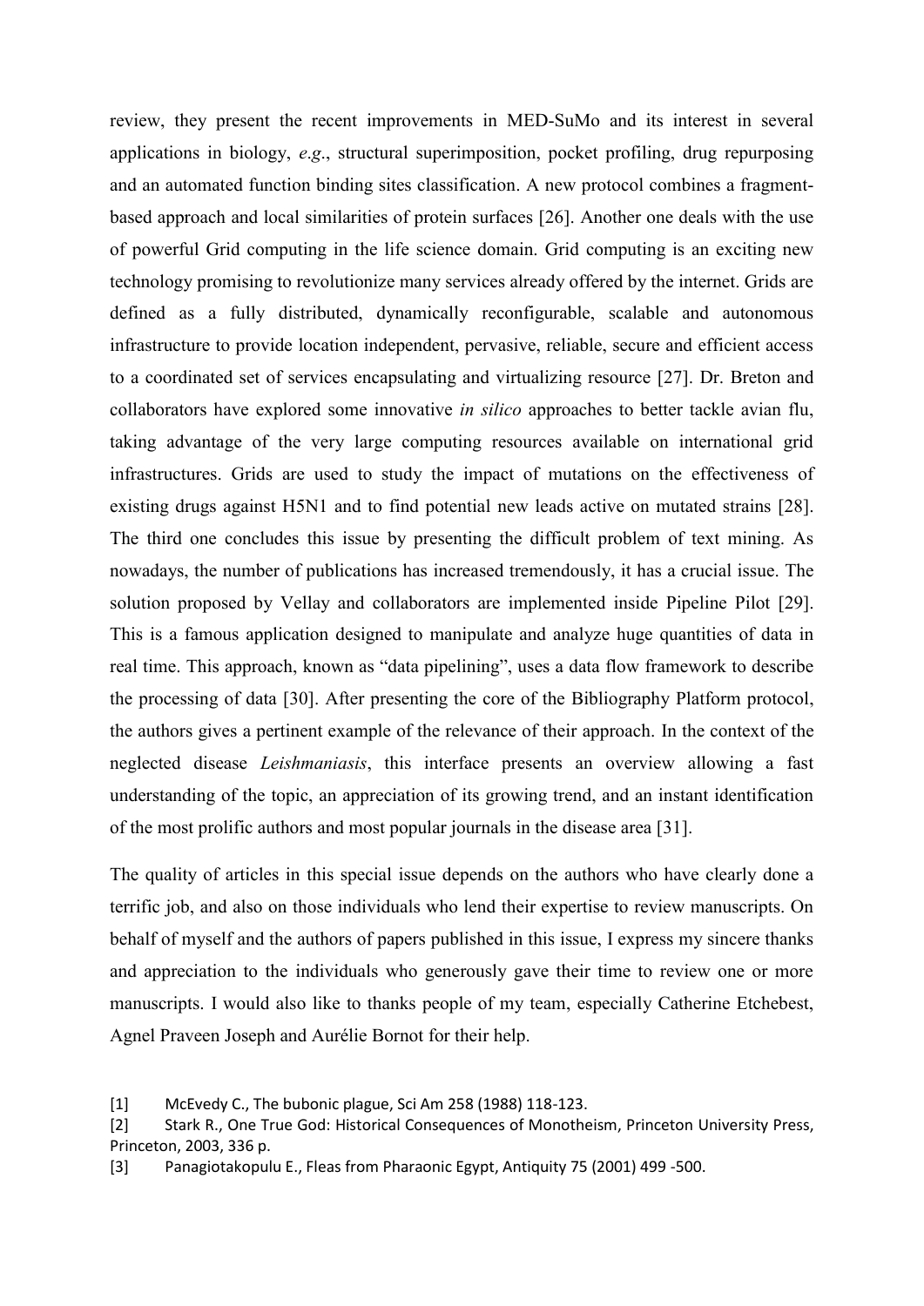review, they present the recent improvements in MED-SuMo and its interest in several applications in biology, *e.g*., structural superimposition, pocket profiling, drug repurposing and an automated function binding sites classification. A new protocol combines a fragment-based approach and local similarities of protein surfaces [26]. Another one deals with the use of powerful Grid computing in the life science domain. Grid computing is an exciting new technology promising to revolutionize many services already offered by the internet. Grids are defined as a fully distributed, dynamically reconfigurable, scalable and autonomous infrastructure to provide location independent, pervasive, reliable, secure and efficient access to a coordinated set of services encapsulating and virtualizing resource [27]. Dr. Breton and collaborators have explored some innovative *in silico* approaches to better tackle avian flu, taking advantage of the very large computing resources available on international grid infrastructures. Grids are used to study the impact of mutations on the effectiveness of existing drugs against H5N1 and to find potential new leads active on mutated strains [28]. The third one concludes this issue by presenting the difficult problem of text mining. As nowadays, the number of publications has increased tremendously, it has a crucial issue. The solution proposed by Vellay and collaborators are implemented inside Pipeline Pilot [29]. This is a famous application designed to manipulate and analyze huge quantities of data in real time. This approach, known as "data pipelining", uses a data flow framework to describe the processing of data [30]. After presenting the core of the Bibliography Platform protocol, the authors gives a pertinent example of the relevance of their approach. In the context of the neglected disease *Leishmaniasis*, this interface presents an overview allowing a fast understanding of the topic, an appreciation of its growing trend, and an instant identification of the most prolific authors and most popular journals in the disease area [31].

The quality of articles in this special issue depends on the authors who have clearly done a terrific job, and also on those individuals who lend their expertise to review manuscripts. On behalf of myself and the authors of papers published in this issue, I express my sincere thanks and appreciation to the individuals who generously gave their time to review one or more manuscripts. I would also like to thanks people of my team, especially Catherine Etchebest, Agnel Praveen Joseph and Aurélie Bornot for their help.

[1] McEvedy C., The bubonic plague, Sci Am 258 (1988) 118-123.

[2] Stark R., One True God: Historical Consequences of Monotheism, Princeton University Press, Princeton, 2003, 336 p.

[3] Panagiotakopulu E., Fleas from Pharaonic Egypt, Antiquity 75 (2001) 499 -500.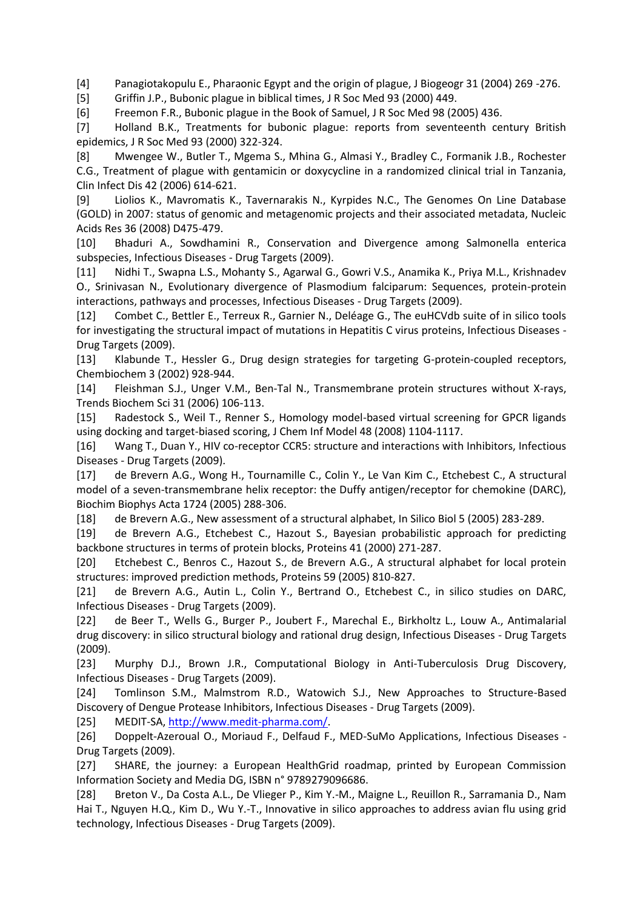[4] Panagiotakopulu E., Pharaonic Egypt and the origin of plague, J Biogeogr 31 (2004) 269 -276.

[5] Griffin J.P., Bubonic plague in biblical times, J R Soc Med 93 (2000) 449.

[6] Freemon F.R., Bubonic plague in the Book of Samuel, J R Soc Med 98 (2005) 436.

[7] Holland B.K., Treatments for bubonic plague: reports from seventeenth century British epidemics, J R Soc Med 93 (2000) 322-324.

[8] Mwengee W., Butler T., Mgema S., Mhina G., Almasi Y., Bradley C., Formanik J.B., Rochester C.G., Treatment of plague with gentamicin or doxycycline in a randomized clinical trial in Tanzania, Clin Infect Dis 42 (2006) 614-621.

[9] Liolios K., Mavromatis K., Tavernarakis N., Kyrpides N.C., The Genomes On Line Database (GOLD) in 2007: status of genomic and metagenomic projects and their associated metadata, Nucleic Acids Res 36 (2008) D475-479.

[10] Bhaduri A., Sowdhamini R., Conservation and Divergence among Salmonella enterica subspecies, Infectious Diseases - Drug Targets (2009).

[11] Nidhi T., Swapna L.S., Mohanty S., Agarwal G., Gowri V.S., Anamika K., Priya M.L., Krishnadev O., Srinivasan N., Evolutionary divergence of Plasmodium falciparum: Sequences, protein-protein interactions, pathways and processes, Infectious Diseases - Drug Targets (2009).

[12] Combet C., Bettler E., Terreux R., Garnier N., Deléage G., The euHCVdb suite of in silico tools for investigating the structural impact of mutations in Hepatitis C virus proteins, Infectious Diseases - Drug Targets (2009).

[13] Klabunde T., Hessler G., Drug design strategies for targeting G-protein-coupled receptors, Chembiochem 3 (2002) 928-944.

[14] Fleishman S.J., Unger V.M., Ben-Tal N., Transmembrane protein structures without X-rays, Trends Biochem Sci 31 (2006) 106-113.

[15] Radestock S., Weil T., Renner S., Homology model-based virtual screening for GPCR ligands using docking and target-biased scoring, J Chem Inf Model 48 (2008) 1104-1117.

[16] Wang T., Duan Y., HIV co-receptor CCR5: structure and interactions with Inhibitors, Infectious Diseases - Drug Targets (2009).

[17] de Brevern A.G., Wong H., Tournamille C., Colin Y., Le Van Kim C., Etchebest C., A structural model of a seven-transmembrane helix receptor: the Duffy antigen/receptor for chemokine (DARC), Biochim Biophys Acta 1724 (2005) 288-306.

[18] de Brevern A.G., New assessment of a structural alphabet, In Silico Biol 5 (2005) 283-289.

[19] de Brevern A.G., Etchebest C., Hazout S., Bayesian probabilistic approach for predicting backbone structures in terms of protein blocks, Proteins 41 (2000) 271-287.

[20] Etchebest C., Benros C., Hazout S., de Brevern A.G., A structural alphabet for local protein structures: improved prediction methods, Proteins 59 (2005) 810-827.

[21] de Brevern A.G., Autin L., Colin Y., Bertrand O., Etchebest C., in silico studies on DARC, Infectious Diseases - Drug Targets (2009).

[22] de Beer T., Wells G., Burger P., Joubert F., Marechal E., Birkholtz L., Louw A., Antimalarial drug discovery: in silico structural biology and rational drug design, Infectious Diseases - Drug Targets (2009).

[23] Murphy D.J., Brown J.R., Computational Biology in Anti-Tuberculosis Drug Discovery, Infectious Diseases - Drug Targets (2009).

[24] Tomlinson S.M., Malmstrom R.D., Watowich S.J., New Approaches to Structure-Based Discovery of Dengue Protease Inhibitors, Infectious Diseases - Drug Targets (2009).

[25] MEDIT-SA, http://www.medit-pharma.com/.

[26] Doppelt-Azeroual O., Moriaud F., Delfaud F., MED-SuMo Applications, Infectious Diseases - Drug Targets (2009).

[27] SHARE, the journey: a European HealthGrid roadmap, printed by European Commission Information Society and Media DG, ISBN n° 9789279096686.

[28] Breton V., Da Costa A.L., De Vlieger P., Kim Y.-M., Maigne L., Reuillon R., Sarramania D., Nam Hai T., Nguyen H.Q., Kim D., Wu Y.-T., Innovative in silico approaches to address avian flu using grid technology, Infectious Diseases - Drug Targets (2009).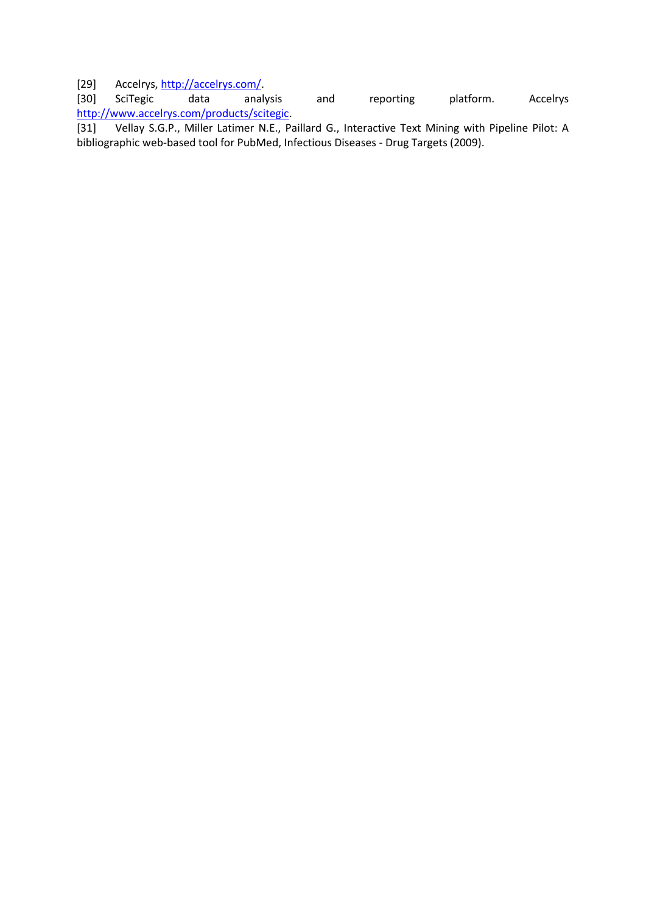[29] Accelrys, http://accelrys.com/.

[30] SciTegic data analysis and reporting platform. Accelrys http://www.accelrys.com/products/scitegic.

[31] Vellay S.G.P., Miller Latimer N.E., Paillard G., Interactive Text Mining with Pipeline Pilot: A bibliographic web-based tool for PubMed, Infectious Diseases - Drug Targets (2009).